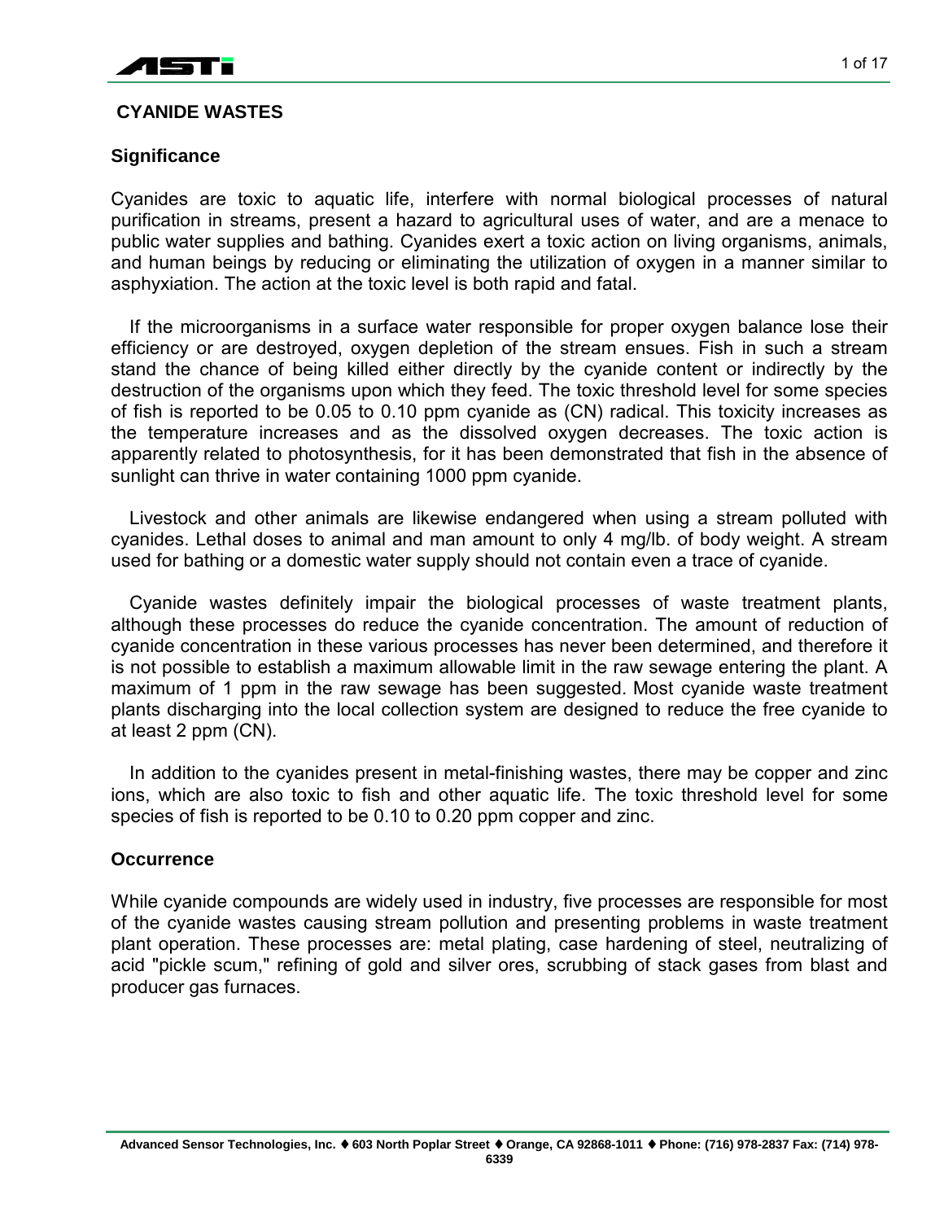# CYANIDE WASTES

## Significance

Cyanides are toxic to aquatic life, interfere with normal biological processes of natural purification in streams, present a hazard to agricultural uses of water, and are a menace to public water supplies and bathing. Cyanides exert a toxic action on living organisms, animals, and human beings by reducing or eliminating the utilization of oxygen in a manner similar to asphyxiation. The action at the toxic level is both rapid and fatal.

If the microorganisms in a surface water responsible for proper oxygen balance lose their efficiency or are destroyed, oxygen depletion of the stream ensues. Fish in such a stream stand the chance of being killed either directly by the cyanide content or indirectly by the destruction of the organisms upon which they feed. The toxic threshold level for some species of fish is reported to be 0.05 to 0.10 ppm cyanide as (CN) radical. This toxicity increases as the temperature increases and as the dissolved oxygen decreases. The toxic action is apparently related to photosynthesis, for it has been demonstrated that fish in the absence of sunlight can thrive in water containing 1000 ppm cyanide.

Livestock and other animals are likewise endangered when using a stream polluted with cyanides. Lethal doses to animal and man amount to only 4 mg/lb. of body weight. A stream used for bathing or a domestic water supply should not contain even a trace of cyanide.

Cyanide wastes definitely impair the biological processes of waste treatment plants, although these processes do reduce the cyanide concentration. The amount of reduction of cyanide concentration in these various processes has never been determined, and therefore it is not possible to establish a maximum allowable limit in the raw sewage entering the plant. A maximum of 1 ppm in the raw sewage has been suggested. Most cyanide waste treatment plants discharging into the local collection system are designed to reduce the free cyanide to at least 2 ppm (CN).

In addition to the cyanides present in metal-finishing wastes, there may be copper and zinc ions, which are also toxic to fish and other aquatic life. The toxic threshold level for some species of fish is reported to be 0.10 to 0.20 ppm copper and zinc.

## Occurrence

While cyanide compounds are widely used in industry, five processes are responsible for most of the cyanide wastes causing stream pollution and presenting problems in waste treatment plant operation. These processes are: metal plating, case hardening of steel, neutralizing of acid "pickle scum," refining of gold and silver ores, scrubbing of stack gases from blast and producer gas furnaces.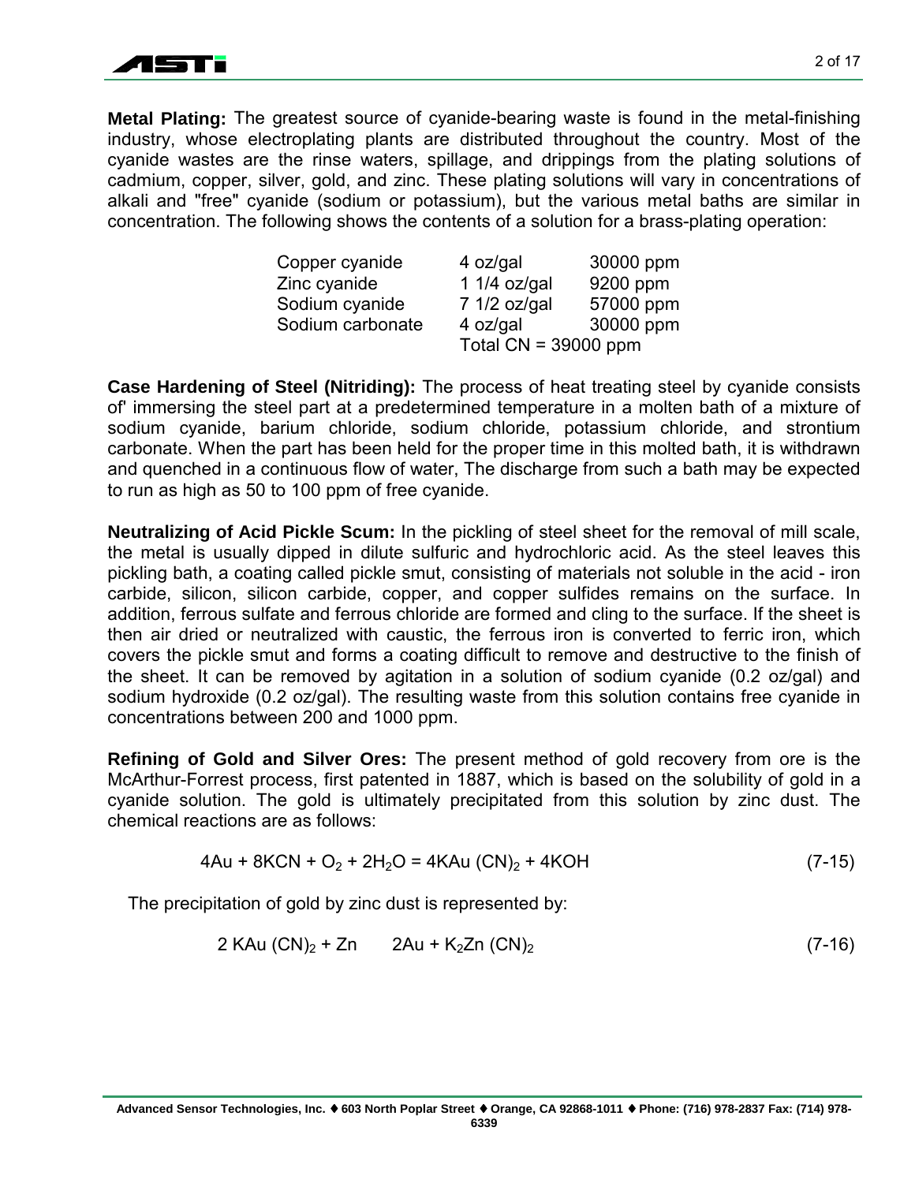**Metal Plating:** The greatest source of cyanide-bearing waste is found in the metal-finishing industry, whose electroplating plants are distributed throughout the country. Most of the cyanide wastes are the rinse waters, spillage, and drippings from the plating solutions of cadmium, copper, silver, gold, and zinc. These plating solutions will vary in concentrations of alkali and "free" cyanide (sodium or potassium), but the various metal baths are similar in concentration. The following shows the contents of a solution for a brass-plating operation:

| | | |
|---|---|---|
| Copper cyanide | 4 oz/gal | 30000 ppm |
| Zinc cyanide | 1 1/4 oz/gal | 9200 ppm |
| Sodium cyanide | 7 1/2 oz/gal | 57000 ppm |
| Sodium carbonate | 4 oz/gal | 30000 ppm |
| | Total CN = 39000 ppm | |

**Case Hardening of Steel (Nitriding):** The process of heat treating steel by cyanide consists of' immersing the steel part at a predetermined temperature in a molten bath of a mixture of sodium cyanide, barium chloride, sodium chloride, potassium chloride, and strontium carbonate. When the part has been held for the proper time in this molted bath, it is withdrawn and quenched in a continuous flow of water, The discharge from such a bath may be expected to run as high as 50 to 100 ppm of free cyanide.

**Neutralizing of Acid Pickle Scum:** In the pickling of steel sheet for the removal of mill scale, the metal is usually dipped in dilute sulfuric and hydrochloric acid. As the steel leaves this pickling bath, a coating called pickle smut, consisting of materials not soluble in the acid - iron carbide, silicon, silicon carbide, copper, and copper sulfides remains on the surface. In addition, ferrous sulfate and ferrous chloride are formed and cling to the surface. If the sheet is then air dried or neutralized with caustic, the ferrous iron is converted to ferric iron, which covers the pickle smut and forms a coating difficult to remove and destructive to the finish of the sheet. It can be removed by agitation in a solution of sodium cyanide (0.2 oz/gal) and sodium hydroxide (0.2 oz/gal). The resulting waste from this solution contains free cyanide in concentrations between 200 and 1000 ppm.

**Refining of Gold and Silver Ores:** The present method of gold recovery from ore is the McArthur-Forrest process, first patented in 1887, which is based on the solubility of gold in a cyanide solution. The gold is ultimately precipitated from this solution by zinc dust. The chemical reactions are as follows:

$$4Au + 8KCN + O_2 + 2H_2O = 4KAu(CN)_2 + 4KOH \qquad (7\text{-}15)$$

The precipitation of gold by zinc dust is represented by:

$$2\,KAu(CN)_2 + Zn \qquad 2Au + K_2Zn(CN)_2 \qquad (7\text{-}16)$$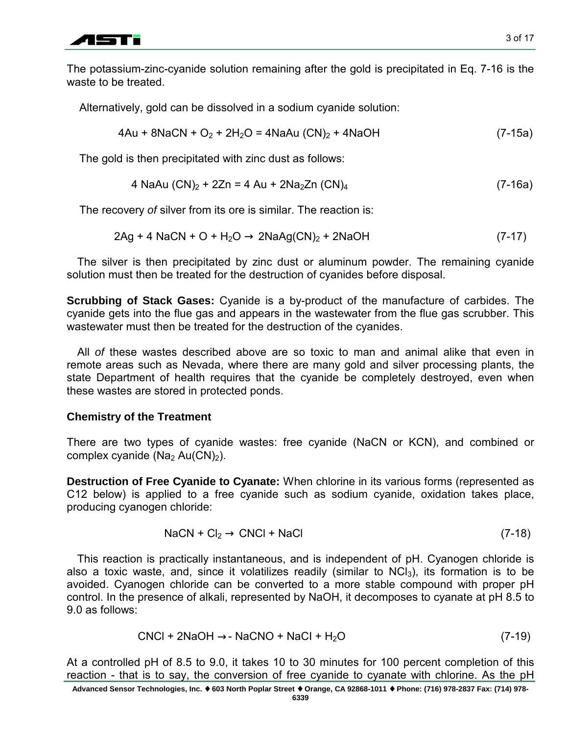The potassium-zinc-cyanide solution remaining after the gold is precipitated in Eq. 7-16 is the waste to be treated.

Alternatively, gold can be dissolved in a sodium cyanide solution:

$$4Au + 8NaCN + O_2 + 2H_2O = 4NaAu\,(CN)_2 + 4NaOH \qquad (7\text{-}15a)$$

The gold is then precipitated with zinc dust as follows:

$$4\ NaAu\,(CN)_2 + 2Zn = 4\ Au + 2Na_2Zn\,(CN)_4 \qquad (7\text{-}16a)$$

The recovery *of* silver from its ore is similar. The reaction is:

$$2Ag + 4\ NaCN + O + H_2O \rightarrow 2NaAg(CN)_2 + 2NaOH \qquad (7\text{-}17)$$

The silver is then precipitated by zinc dust or aluminum powder. The remaining cyanide solution must then be treated for the destruction of cyanides before disposal.

**Scrubbing of Stack Gases:** Cyanide is a by-product of the manufacture of carbides. The cyanide gets into the flue gas and appears in the wastewater from the flue gas scrubber. This wastewater must then be treated for the destruction of the cyanides.

All *of* these wastes described above are so toxic to man and animal alike that even in remote areas such as Nevada, where there are many gold and silver processing plants, the state Department of health requires that the cyanide be completely destroyed, even when these wastes are stored in protected ponds.

### Chemistry of the Treatment

There are two types of cyanide wastes: free cyanide (NaCN or KCN), and combined or complex cyanide ($Na_2\,Au(CN)_2$).

**Destruction of Free Cyanide to Cyanate:** When chlorine in its various forms (represented as C12 below) is applied to a free cyanide such as sodium cyanide, oxidation takes place, producing cyanogen chloride:

$$NaCN + Cl_2 \rightarrow CNCl + NaCl \qquad (7\text{-}18)$$

This reaction is practically instantaneous, and is independent of pH. Cyanogen chloride is also a toxic waste, and, since it volatilizes readily (similar to $NCl_3$), its formation is to be avoided. Cyanogen chloride can be converted to a more stable compound with proper pH control. In the presence of alkali, represented by NaOH, it decomposes to cyanate at pH 8.5 to 9.0 as follows:

$$CNCl + 2NaOH \rightarrow\text{-}\ NaCNO + NaCl + H_2O \qquad (7\text{-}19)$$

At a controlled pH of 8.5 to 9.0, it takes 10 to 30 minutes for 100 percent completion of this reaction - that is to say, the conversion of free cyanide to cyanate with chlorine. As the pH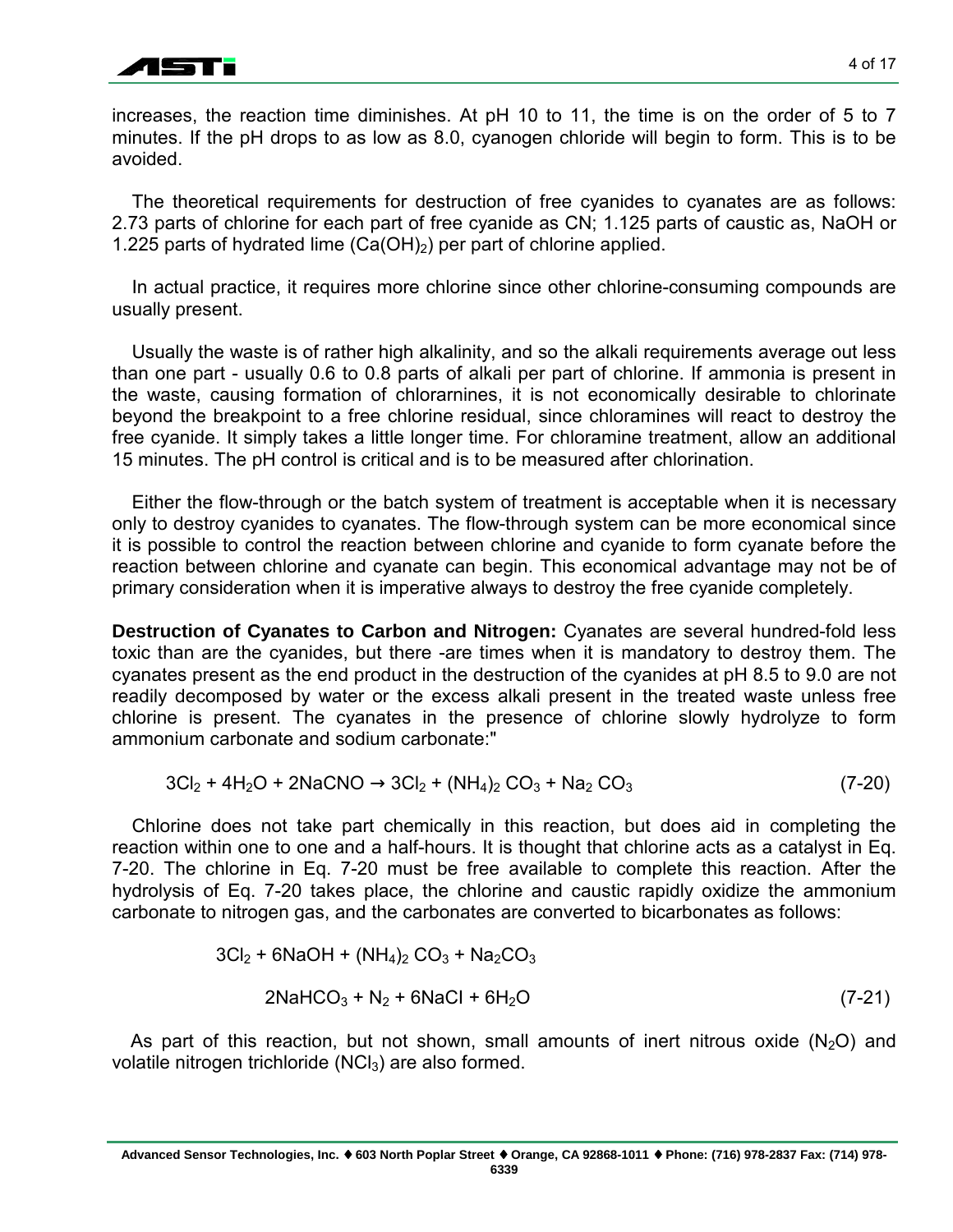increases, the reaction time diminishes. At pH 10 to 11, the time is on the order of 5 to 7 minutes. If the pH drops to as low as 8.0, cyanogen chloride will begin to form. This is to be avoided.

The theoretical requirements for destruction of free cyanides to cyanates are as follows: 2.73 parts of chlorine for each part of free cyanide as CN; 1.125 parts of caustic as, NaOH or 1.225 parts of hydrated lime ($Ca(OH)_2$) per part of chlorine applied.

In actual practice, it requires more chlorine since other chlorine-consuming compounds are usually present.

Usually the waste is of rather high alkalinity, and so the alkali requirements average out less than one part - usually 0.6 to 0.8 parts of alkali per part of chlorine. If ammonia is present in the waste, causing formation of chlorarnines, it is not economically desirable to chlorinate beyond the breakpoint to a free chlorine residual, since chloramines will react to destroy the free cyanide. It simply takes a little longer time. For chloramine treatment, allow an additional 15 minutes. The pH control is critical and is to be measured after chlorination.

Either the flow-through or the batch system of treatment is acceptable when it is necessary only to destroy cyanides to cyanates. The flow-through system can be more economical since it is possible to control the reaction between chlorine and cyanide to form cyanate before the reaction between chlorine and cyanate can begin. This economical advantage may not be of primary consideration when it is imperative always to destroy the free cyanide completely.

**Destruction of Cyanates to Carbon and Nitrogen:** Cyanates are several hundred-fold less toxic than are the cyanides, but there -are times when it is mandatory to destroy them. The cyanates present as the end product in the destruction of the cyanides at pH 8.5 to 9.0 are not readily decomposed by water or the excess alkali present in the treated waste unless free chlorine is present. The cyanates in the presence of chlorine slowly hydrolyze to form ammonium carbonate and sodium carbonate:"

$$3Cl_2 + 4H_2O + 2NaCNO \rightarrow 3Cl_2 + (NH_4)_2CO_3 + Na_2CO_3 \qquad (7\text{-}20)$$

Chlorine does not take part chemically in this reaction, but does aid in completing the reaction within one to one and a half-hours. It is thought that chlorine acts as a catalyst in Eq. 7-20. The chlorine in Eq. 7-20 must be free available to complete this reaction. After the hydrolysis of Eq. 7-20 takes place, the chlorine and caustic rapidly oxidize the ammonium carbonate to nitrogen gas, and the carbonates are converted to bicarbonates as follows:

$$3Cl_2 + 6NaOH + (NH_4)_2CO_3 + Na_2CO_3$$

$$2NaHCO_3 + N_2 + 6NaCl + 6H_2O \qquad (7\text{-}21)$$

As part of this reaction, but not shown, small amounts of inert nitrous oxide ($N_2O$) and volatile nitrogen trichloride ($NCl_3$) are also formed.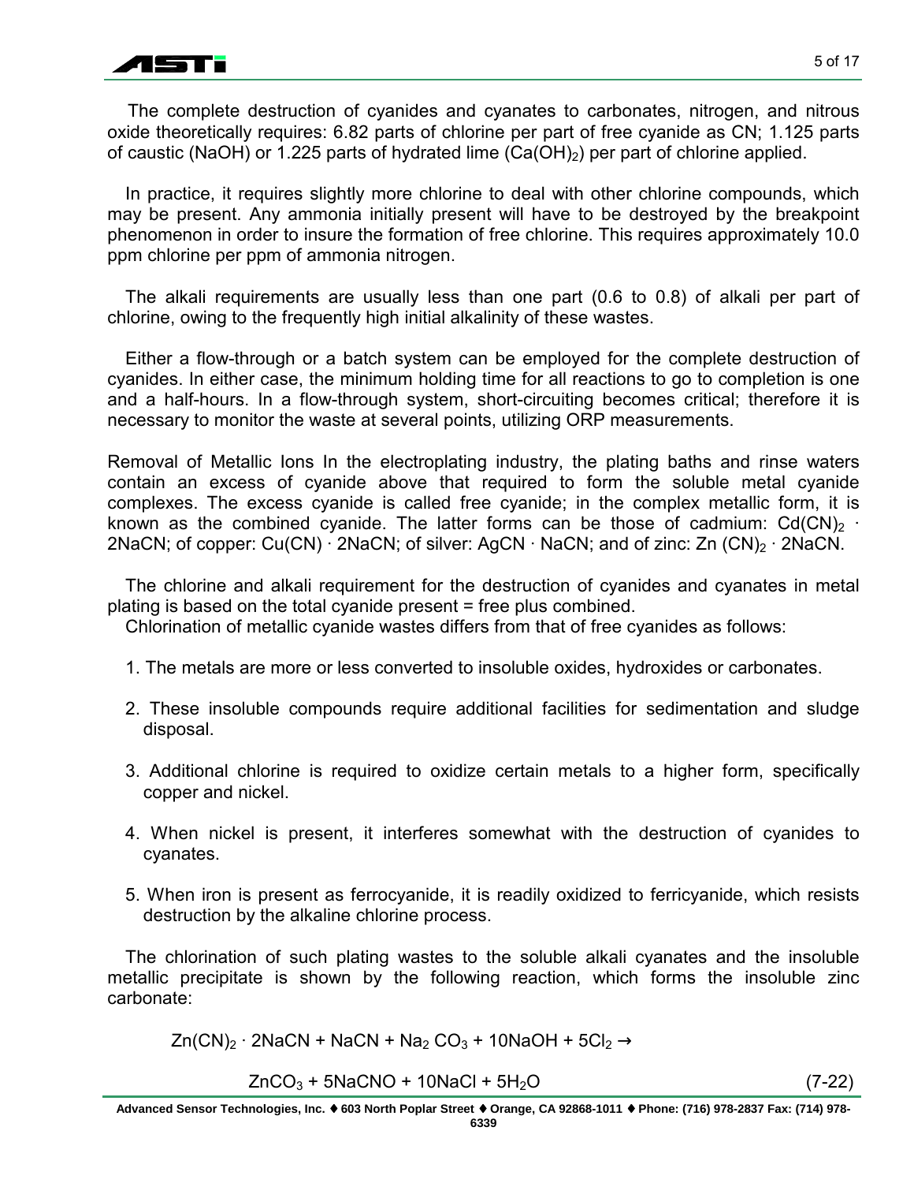The complete destruction of cyanides and cyanates to carbonates, nitrogen, and nitrous oxide theoretically requires: 6.82 parts of chlorine per part of free cyanide as CN; 1.125 parts of caustic (NaOH) or 1.225 parts of hydrated lime ($Ca(OH)_2$) per part of chlorine applied.

In practice, it requires slightly more chlorine to deal with other chlorine compounds, which may be present. Any ammonia initially present will have to be destroyed by the breakpoint phenomenon in order to insure the formation of free chlorine. This requires approximately 10.0 ppm chlorine per ppm of ammonia nitrogen.

The alkali requirements are usually less than one part (0.6 to 0.8) of alkali per part of chlorine, owing to the frequently high initial alkalinity of these wastes.

Either a flow-through or a batch system can be employed for the complete destruction of cyanides. In either case, the minimum holding time for all reactions to go to completion is one and a half-hours. In a flow-through system, short-circuiting becomes critical; therefore it is necessary to monitor the waste at several points, utilizing ORP measurements.

Removal of Metallic Ions In the electroplating industry, the plating baths and rinse waters contain an excess of cyanide above that required to form the soluble metal cyanide complexes. The excess cyanide is called free cyanide; in the complex metallic form, it is known as the combined cyanide. The latter forms can be those of cadmium: $Cd(CN)_2 \cdot 2NaCN$; of copper: $Cu(CN) \cdot 2NaCN$; of silver: $AgCN \cdot NaCN$; and of zinc: $Zn(CN)_2 \cdot 2NaCN$.

The chlorine and alkali requirement for the destruction of cyanides and cyanates in metal plating is based on the total cyanide present = free plus combined.

Chlorination of metallic cyanide wastes differs from that of free cyanides as follows:

1. The metals are more or less converted to insoluble oxides, hydroxides or carbonates.
2. These insoluble compounds require additional facilities for sedimentation and sludge disposal.
3. Additional chlorine is required to oxidize certain metals to a higher form, specifically copper and nickel.
4. When nickel is present, it interferes somewhat with the destruction of cyanides to cyanates.
5. When iron is present as ferrocyanide, it is readily oxidized to ferricyanide, which resists destruction by the alkaline chlorine process.

The chlorination of such plating wastes to the soluble alkali cyanates and the insoluble metallic precipitate is shown by the following reaction, which forms the insoluble zinc carbonate:

$$Zn(CN)_2 \cdot 2NaCN + NaCN + Na_2CO_3 + 10NaOH + 5Cl_2 \rightarrow$$

$$ZnCO_3 + 5NaCNO + 10NaCl + 5H_2O \qquad (7\text{-}22)$$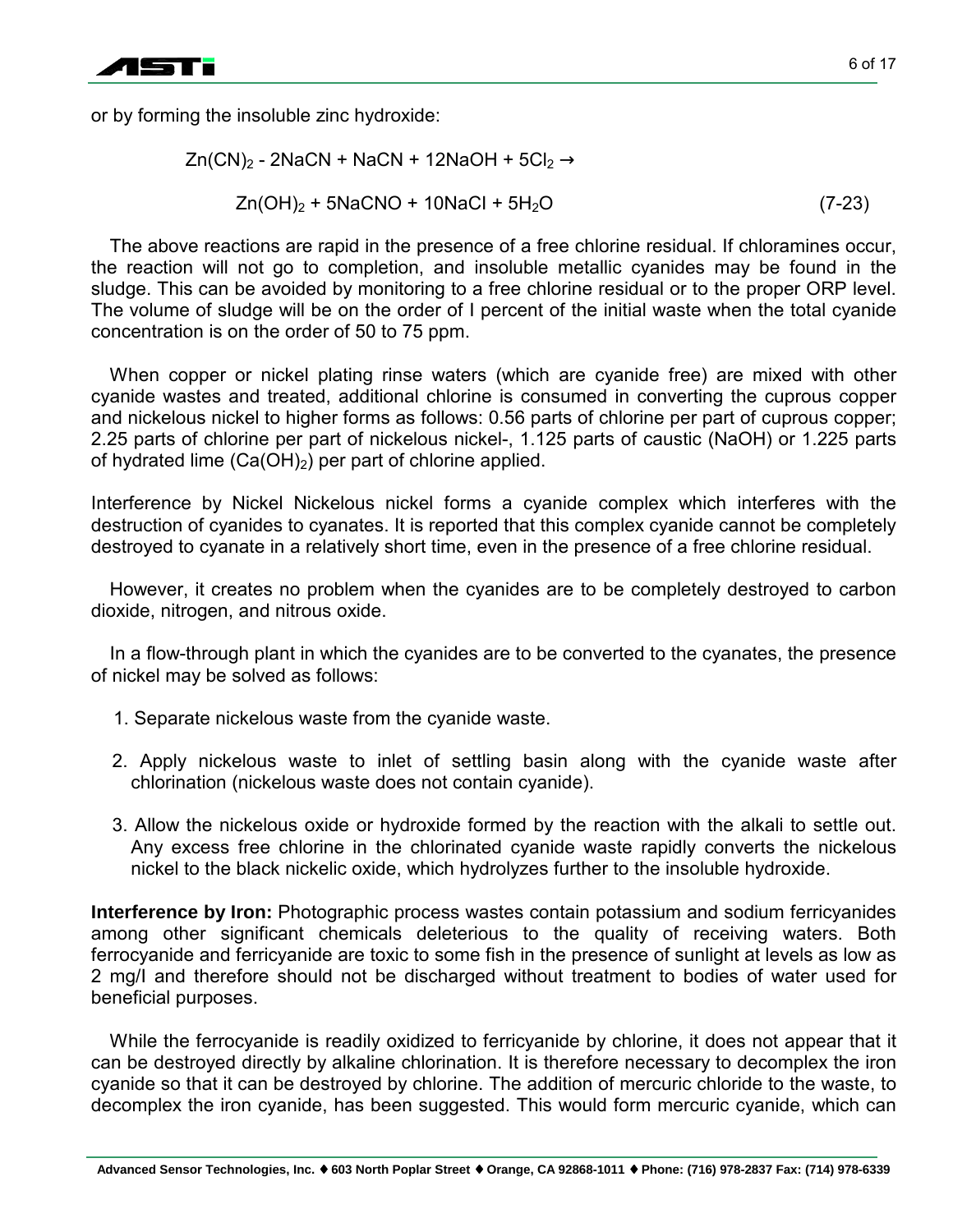or by forming the insoluble zinc hydroxide:

$$Zn(CN)_2 - 2NaCN + NaCN + 12NaOH + 5Cl_2 \rightarrow$$

$$Zn(OH)_2 + 5NaCNO + 10NaCl + 5H_2O \qquad (7\text{-}23)$$

The above reactions are rapid in the presence of a free chlorine residual. If chloramines occur, the reaction will not go to completion, and insoluble metallic cyanides may be found in the sludge. This can be avoided by monitoring to a free chlorine residual or to the proper ORP level. The volume of sludge will be on the order of I percent of the initial waste when the total cyanide concentration is on the order of 50 to 75 ppm.

When copper or nickel plating rinse waters (which are cyanide free) are mixed with other cyanide wastes and treated, additional chlorine is consumed in converting the cuprous copper and nickelous nickel to higher forms as follows: 0.56 parts of chlorine per part of cuprous copper; 2.25 parts of chlorine per part of nickelous nickel-, 1.125 parts of caustic (NaOH) or 1.225 parts of hydrated lime ($Ca(OH)_2$) per part of chlorine applied.

Interference by Nickel Nickelous nickel forms a cyanide complex which interferes with the destruction of cyanides to cyanates. It is reported that this complex cyanide cannot be completely destroyed to cyanate in a relatively short time, even in the presence of a free chlorine residual.

However, it creates no problem when the cyanides are to be completely destroyed to carbon dioxide, nitrogen, and nitrous oxide.

In a flow-through plant in which the cyanides are to be converted to the cyanates, the presence of nickel may be solved as follows:

1. Separate nickelous waste from the cyanide waste.
2. Apply nickelous waste to inlet of settling basin along with the cyanide waste after chlorination (nickelous waste does not contain cyanide).
3. Allow the nickelous oxide or hydroxide formed by the reaction with the alkali to settle out. Any excess free chlorine in the chlorinated cyanide waste rapidly converts the nickelous nickel to the black nickelic oxide, which hydrolyzes further to the insoluble hydroxide.

**Interference by Iron:** Photographic process wastes contain potassium and sodium ferricyanides among other significant chemicals deleterious to the quality of receiving waters. Both ferrocyanide and ferricyanide are toxic to some fish in the presence of sunlight at levels as low as 2 mg/l and therefore should not be discharged without treatment to bodies of water used for beneficial purposes.

While the ferrocyanide is readily oxidized to ferricyanide by chlorine, it does not appear that it can be destroyed directly by alkaline chlorination. It is therefore necessary to decomplex the iron cyanide so that it can be destroyed by chlorine. The addition of mercuric chloride to the waste, to decomplex the iron cyanide, has been suggested. This would form mercuric cyanide, which can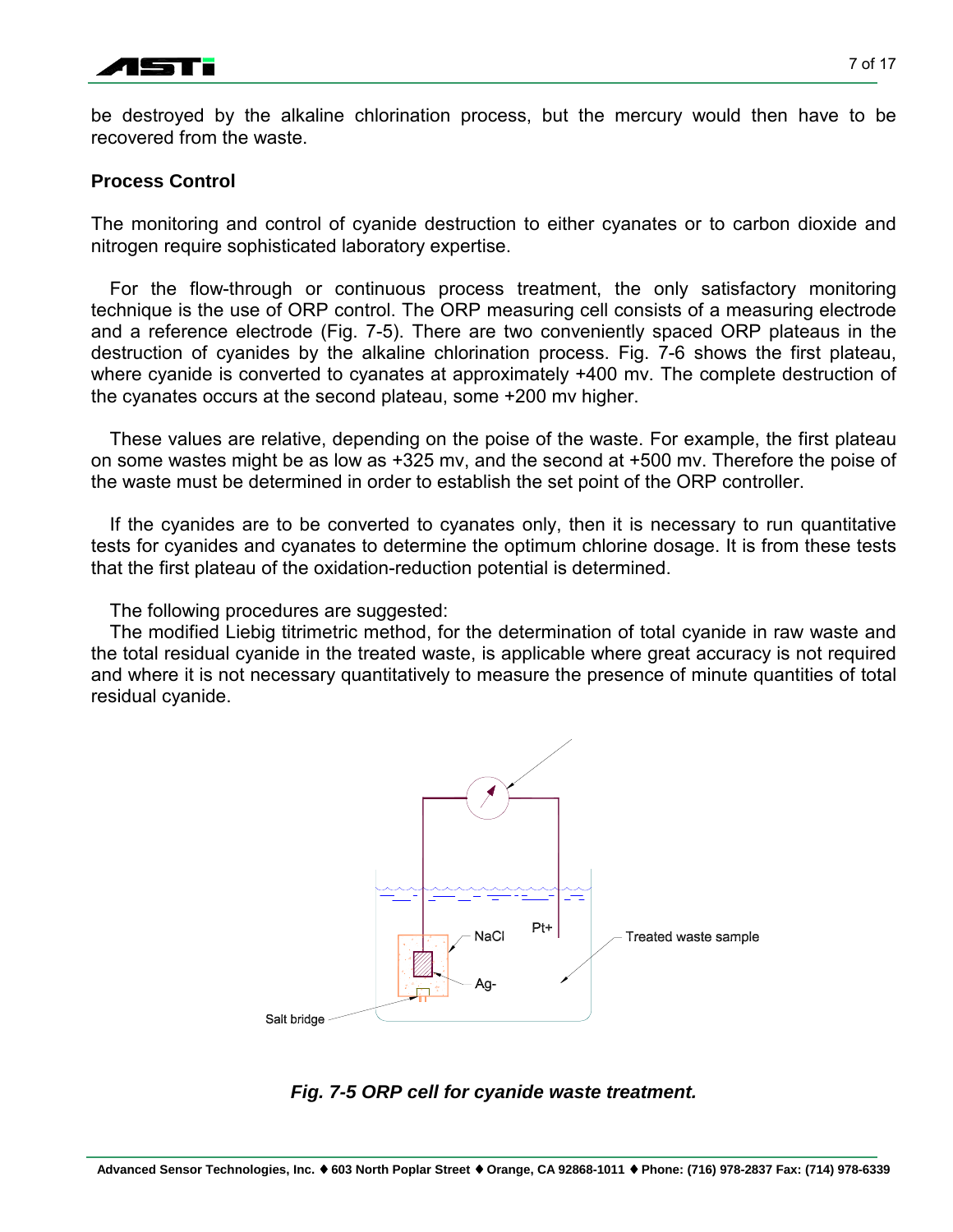be destroyed by the alkaline chlorination process, but the mercury would then have to be recovered from the waste.

### Process Control

The monitoring and control of cyanide destruction to either cyanates or to carbon dioxide and nitrogen require sophisticated laboratory expertise.

For the flow-through or continuous process treatment, the only satisfactory monitoring technique is the use of ORP control. The ORP measuring cell consists of a measuring electrode and a reference electrode (Fig. 7-5). There are two conveniently spaced ORP plateaus in the destruction of cyanides by the alkaline chlorination process. Fig. 7-6 shows the first plateau, where cyanide is converted to cyanates at approximately +400 mv. The complete destruction of the cyanates occurs at the second plateau, some +200 mv higher.

These values are relative, depending on the poise of the waste. For example, the first plateau on some wastes might be as low as +325 mv, and the second at +500 mv. Therefore the poise of the waste must be determined in order to establish the set point of the ORP controller.

If the cyanides are to be converted to cyanates only, then it is necessary to run quantitative tests for cyanides and cyanates to determine the optimum chlorine dosage. It is from these tests that the first plateau of the oxidation-reduction potential is determined.

The following procedures are suggested:

The modified Liebig titrimetric method, for the determination of total cyanide in raw waste and the total residual cyanide in the treated waste, is applicable where great accuracy is not required and where it is not necessary quantitatively to measure the presence of minute quantities of total residual cyanide.

NaCl

Pt+

Treated waste sample

Ag-

Salt bridge

*Fig. 7-5 ORP cell for cyanide waste treatment.*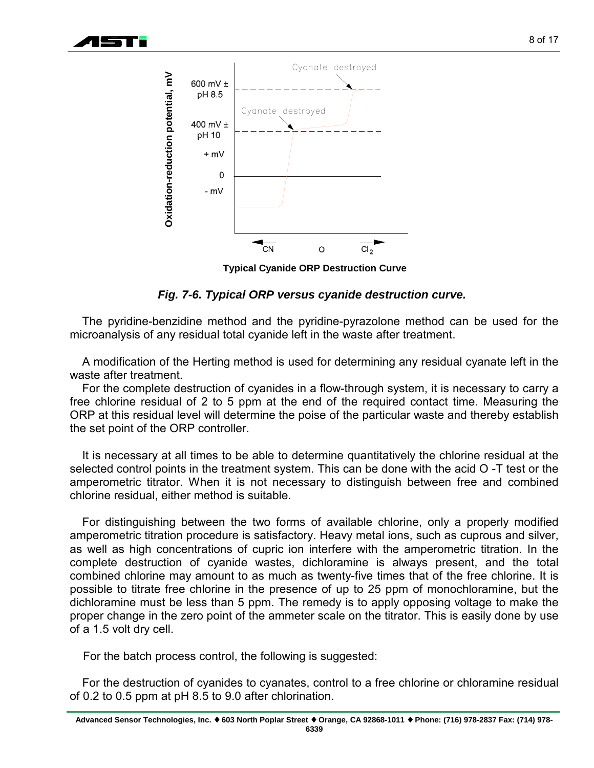Typical Cyanide ORP Destruction Curve

***Fig. 7-6. Typical ORP versus cyanide destruction curve.***

The pyridine-benzidine method and the pyridine-pyrazolone method can be used for the microanalysis of any residual total cyanide left in the waste after treatment.

A modification of the Herting method is used for determining any residual cyanate left in the waste after treatment.

For the complete destruction of cyanides in a flow-through system, it is necessary to carry a free chlorine residual of 2 to 5 ppm at the end of the required contact time. Measuring the ORP at this residual level will determine the poise of the particular waste and thereby establish the set point of the ORP controller.

It is necessary at all times to be able to determine quantitatively the chlorine residual at the selected control points in the treatment system. This can be done with the acid O -T test or the amperometric titrator. When it is not necessary to distinguish between free and combined chlorine residual, either method is suitable.

For distinguishing between the two forms of available chlorine, only a properly modified amperometric titration procedure is satisfactory. Heavy metal ions, such as cuprous and silver, as well as high concentrations of cupric ion interfere with the amperometric titration. In the complete destruction of cyanide wastes, dichloramine is always present, and the total combined chlorine may amount to as much as twenty-five times that of the free chlorine. It is possible to titrate free chlorine in the presence of up to 25 ppm of monochloramine, but the dichloramine must be less than 5 ppm. The remedy is to apply opposing voltage to make the proper change in the zero point of the ammeter scale on the titrator. This is easily done by use of a 1.5 volt dry cell.

For the batch process control, the following is suggested:

For the destruction of cyanides to cyanates, control to a free chlorine or chloramine residual of 0.2 to 0.5 ppm at pH 8.5 to 9.0 after chlorination.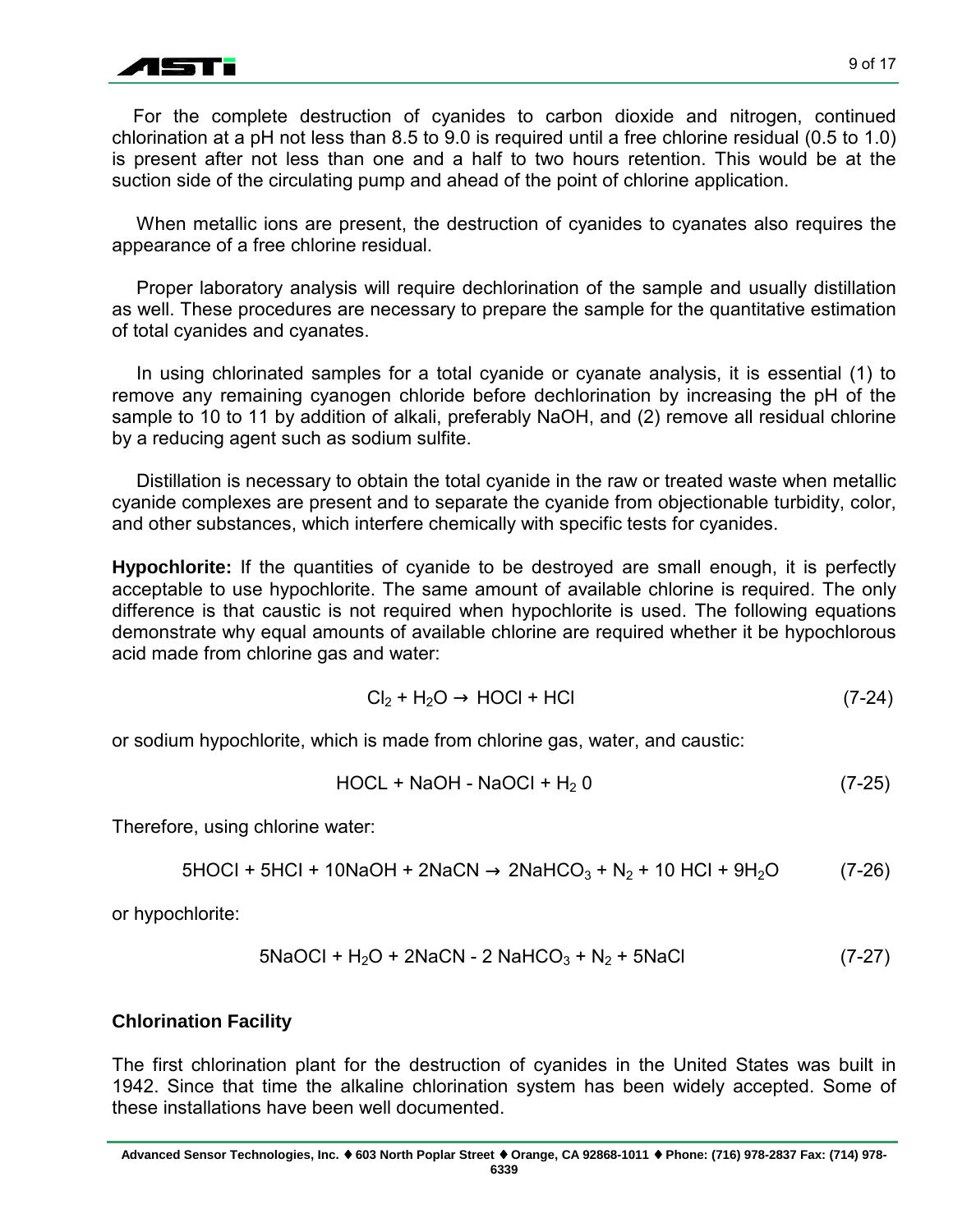For the complete destruction of cyanides to carbon dioxide and nitrogen, continued chlorination at a pH not less than 8.5 to 9.0 is required until a free chlorine residual (0.5 to 1.0) is present after not less than one and a half to two hours retention. This would be at the suction side of the circulating pump and ahead of the point of chlorine application.

When metallic ions are present, the destruction of cyanides to cyanates also requires the appearance of a free chlorine residual.

Proper laboratory analysis will require dechlorination of the sample and usually distillation as well. These procedures are necessary to prepare the sample for the quantitative estimation of total cyanides and cyanates.

In using chlorinated samples for a total cyanide or cyanate analysis, it is essential (1) to remove any remaining cyanogen chloride before dechlorination by increasing the pH of the sample to 10 to 11 by addition of alkali, preferably NaOH, and (2) remove all residual chlorine by a reducing agent such as sodium sulfite.

Distillation is necessary to obtain the total cyanide in the raw or treated waste when metallic cyanide complexes are present and to separate the cyanide from objectionable turbidity, color, and other substances, which interfere chemically with specific tests for cyanides.

**Hypochlorite:** If the quantities of cyanide to be destroyed are small enough, it is perfectly acceptable to use hypochlorite. The same amount of available chlorine is required. The only difference is that caustic is not required when hypochlorite is used. The following equations demonstrate why equal amounts of available chlorine are required whether it be hypochlorous acid made from chlorine gas and water:

$$Cl_2 + H_2O \rightarrow HOCl + HCl \qquad (7\text{-}24)$$

or sodium hypochlorite, which is made from chlorine gas, water, and caustic:

$$HOCL + NaOH - NaOCl + H_2 0 \qquad (7\text{-}25)$$

Therefore, using chlorine water:

$$5HOCl + 5HCl + 10NaOH + 2NaCN \rightarrow 2NaHCO_3 + N_2 + 10\ HCl + 9H_2O \qquad (7\text{-}26)$$

or hypochlorite:

$$5NaOCl + H_2O + 2NaCN - 2\ NaHCO_3 + N_2 + 5NaCl \qquad (7\text{-}27)$$

## Chlorination Facility

The first chlorination plant for the destruction of cyanides in the United States was built in 1942. Since that time the alkaline chlorination system has been widely accepted. Some of these installations have been well documented.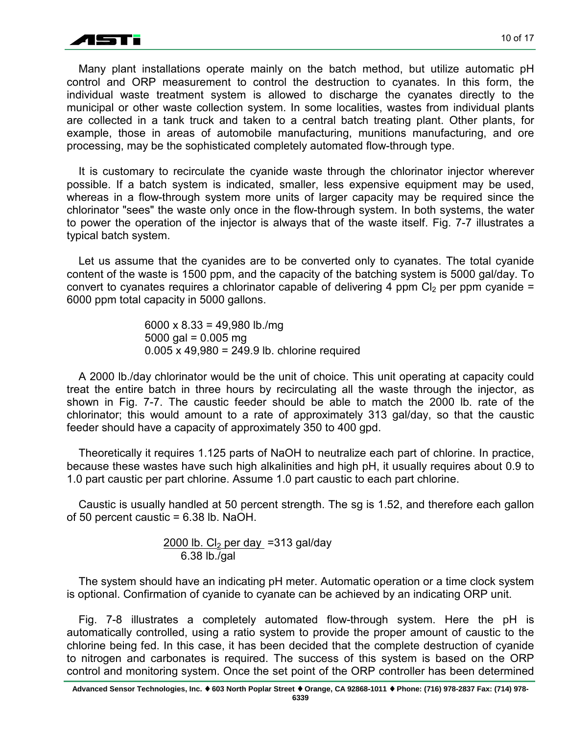Many plant installations operate mainly on the batch method, but utilize automatic pH control and ORP measurement to control the destruction to cyanates. In this form, the individual waste treatment system is allowed to discharge the cyanates directly to the municipal or other waste collection system. In some localities, wastes from individual plants are collected in a tank truck and taken to a central batch treating plant. Other plants, for example, those in areas of automobile manufacturing, munitions manufacturing, and ore processing, may be the sophisticated completely automated flow-through type.

It is customary to recirculate the cyanide waste through the chlorinator injector wherever possible. If a batch system is indicated, smaller, less expensive equipment may be used, whereas in a flow-through system more units of larger capacity may be required since the chlorinator "sees" the waste only once in the flow-through system. In both systems, the water to power the operation of the injector is always that of the waste itself. Fig. 7-7 illustrates a typical batch system.

Let us assume that the cyanides are to be converted only to cyanates. The total cyanide content of the waste is 1500 ppm, and the capacity of the batching system is 5000 gal/day. To convert to cyanates requires a chlorinator capable of delivering 4 ppm $Cl_2$ per ppm cyanide = 6000 ppm total capacity in 5000 gallons.

$$6000 \times 8.33 = 49{,}980 \text{ lb./mg}$$
$$5000 \text{ gal} = 0.005 \text{ mg}$$
$$0.005 \times 49{,}980 = 249.9 \text{ lb. chlorine required}$$

A 2000 lb./day chlorinator would be the unit of choice. This unit operating at capacity could treat the entire batch in three hours by recirculating all the waste through the injector, as shown in Fig. 7-7. The caustic feeder should be able to match the 2000 lb. rate of the chlorinator; this would amount to a rate of approximately 313 gal/day, so that the caustic feeder should have a capacity of approximately 350 to 400 gpd.

Theoretically it requires 1.125 parts of NaOH to neutralize each part of chlorine. In practice, because these wastes have such high alkalinities and high pH, it usually requires about 0.9 to 1.0 part caustic per part chlorine. Assume 1.0 part caustic to each part chlorine.

Caustic is usually handled at 50 percent strength. The sg is 1.52, and therefore each gallon of 50 percent caustic = 6.38 lb. NaOH.

$$\frac{2000 \text{ lb. } Cl_2 \text{ per day}}{6.38 \text{ lb./gal}} = 313 \text{ gal/day}$$

The system should have an indicating pH meter. Automatic operation or a time clock system is optional. Confirmation of cyanide to cyanate can be achieved by an indicating ORP unit.

Fig. 7-8 illustrates a completely automated flow-through system. Here the pH is automatically controlled, using a ratio system to provide the proper amount of caustic to the chlorine being fed. In this case, it has been decided that the complete destruction of cyanide to nitrogen and carbonates is required. The success of this system is based on the ORP control and monitoring system. Once the set point of the ORP controller has been determined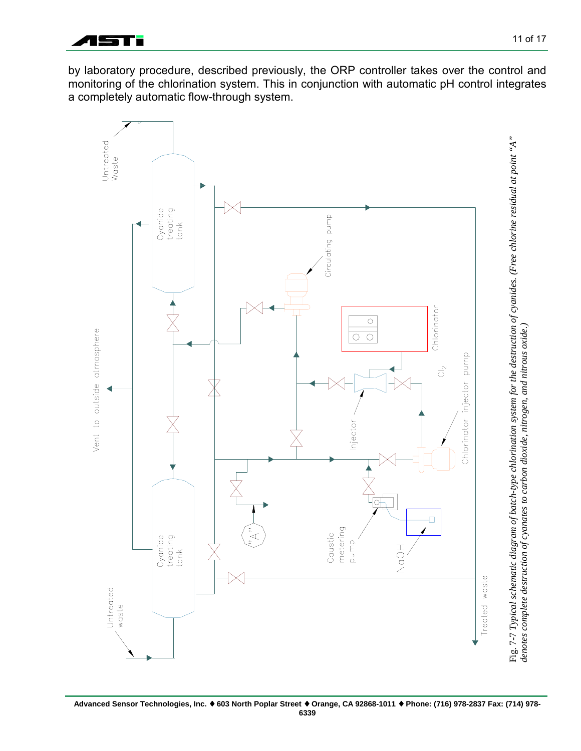by laboratory procedure, described previously, the ORP controller takes over the control and monitoring of the chlorination system. This in conjunction with automatic pH control integrates a completely automatic flow-through system.

*Fig. 7-7 Typical schematic diagram of batch-type chlorination system for the destruction of cyanides. (Free chlorine residual at point "A" denotes complete destruction of cyanates to carbon dioxide, nitrogen, and nitrous oxide.)*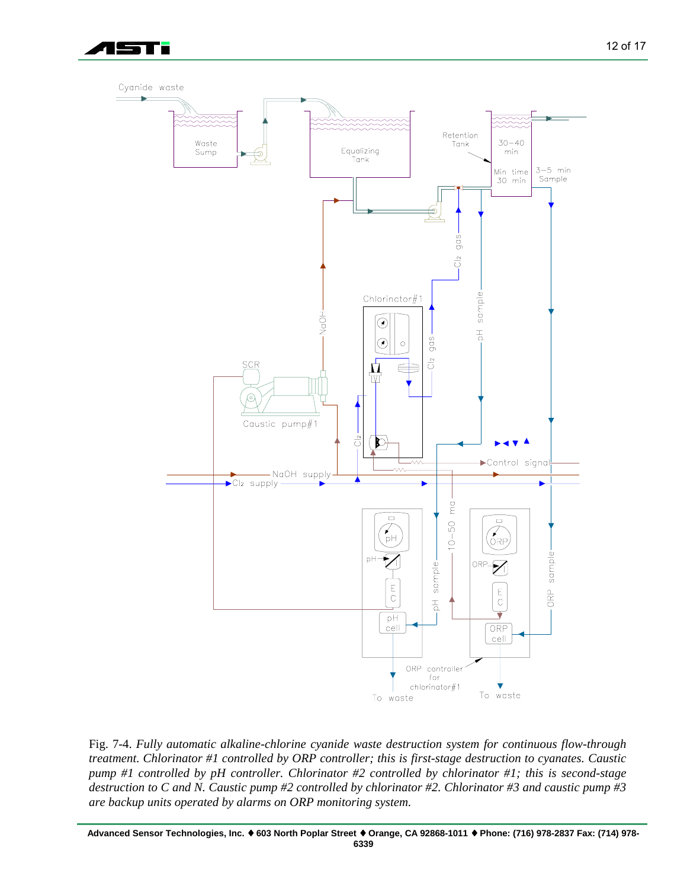Fig. 7-4. *Fully automatic alkaline-chlorine cyanide waste destruction system for continuous flow-through treatment. Chlorinator #1 controlled by ORP controller; this is first-stage destruction to cyanates. Caustic pump #1 controlled by pH controller. Chlorinator #2 controlled by chlorinator #1; this is second-stage destruction to C and N. Caustic pump #2 controlled by chlorinator #2. Chlorinator #3 and caustic pump #3 are backup units operated by alarms on ORP monitoring system.*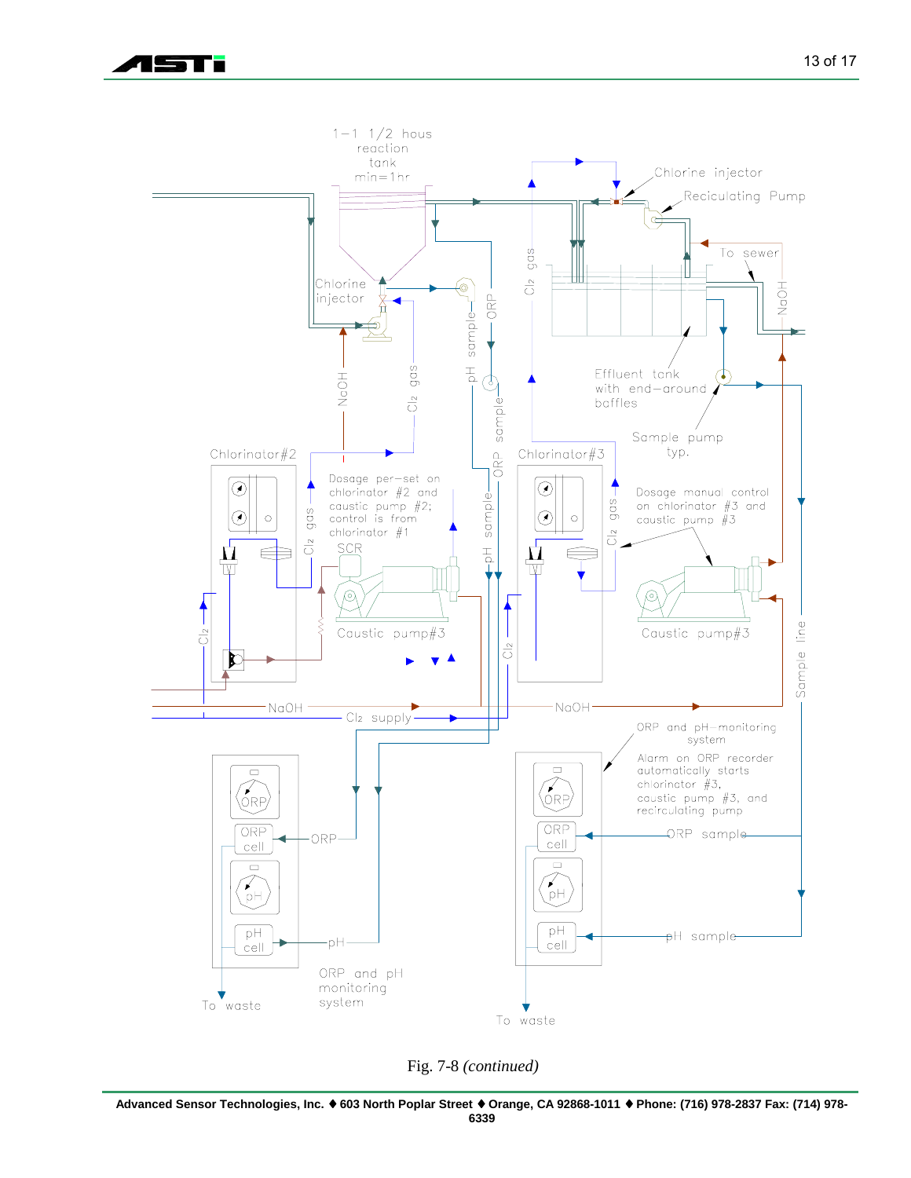1–1 1/2 hous reaction tank min=1hr

Chlorine injector

Reciculating Pump

To sewer

Chlorine injector

Effluent tank with end–around baffles

Sample pump typ.

Chlorinator#2

Dosage per–set on chlorinator #2 and caustic pump #2; control is from chlorinator #1

SCR

Caustic pump#3

Chlorinator#3

Dosage manual control on chlorinator #3 and caustic pump #3

Caustic pump#3

NaOH

$Cl_2$ gas

$Cl_2$

pH sample

ORP sample

ORP

Sample line

NaOH

$Cl_2$ supply

ORP and pH–monitoring system

Alarm on ORP recorder automatically starts chlorinator #3, caustic pump #3, and recirculating pump

ORP

ORP cell

pH

pH cell

ORP sample

pH sample

ORP and pH monitoring system

To waste

To waste

Fig. 7-8 *(continued)*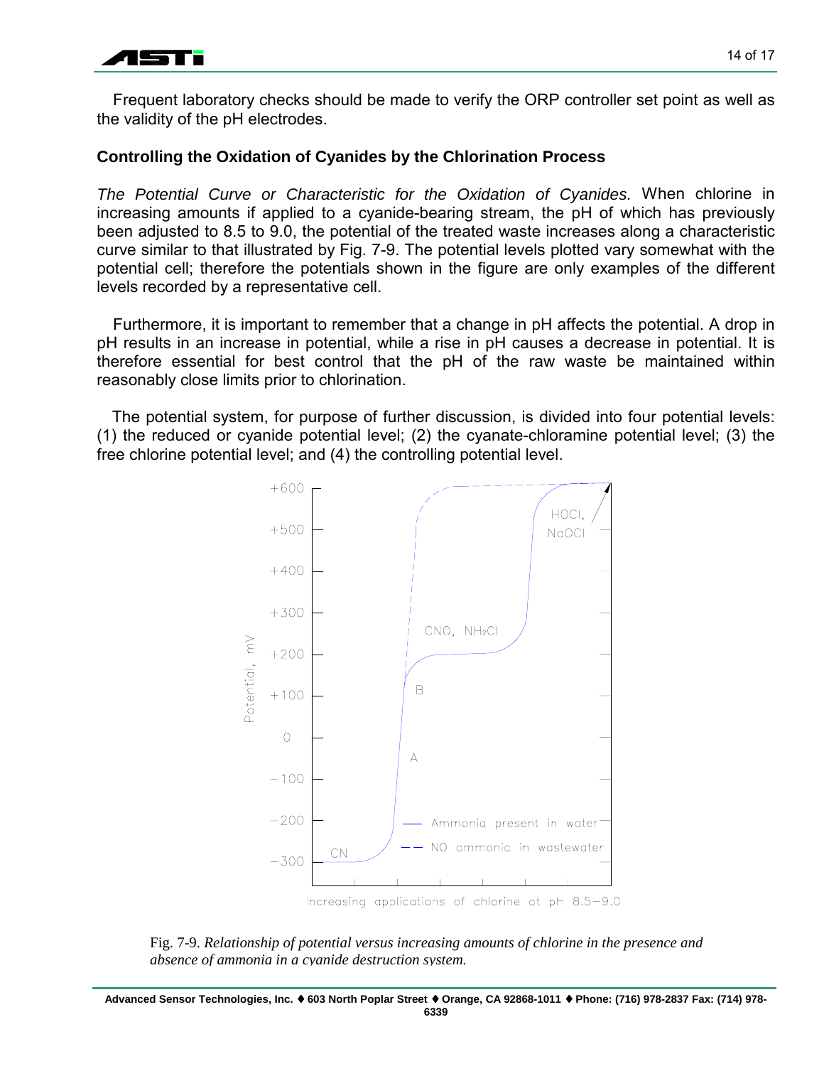Frequent laboratory checks should be made to verify the ORP controller set point as well as the validity of the pH electrodes.

**Controlling the Oxidation of Cyanides by the Chlorination Process**

*The Potential Curve or Characteristic for the Oxidation of Cyanides.* When chlorine in increasing amounts if applied to a cyanide-bearing stream, the pH of which has previously been adjusted to 8.5 to 9.0, the potential of the treated waste increases along a characteristic curve similar to that illustrated by Fig. 7-9. The potential levels plotted vary somewhat with the potential cell; therefore the potentials shown in the figure are only examples of the different levels recorded by a representative cell.

Furthermore, it is important to remember that a change in pH affects the potential. A drop in pH results in an increase in potential, while a rise in pH causes a decrease in potential. It is therefore essential for best control that the pH of the raw waste be maintained within reasonably close limits prior to chlorination.

The potential system, for purpose of further discussion, is divided into four potential levels: (1) the reduced or cyanide potential level; (2) the cyanate-chloramine potential level; (3) the free chlorine potential level; and (4) the controlling potential level.

Fig. 7-9. *Relationship of potential versus increasing amounts of chlorine in the presence and absence of ammonia in a cyanide destruction system.*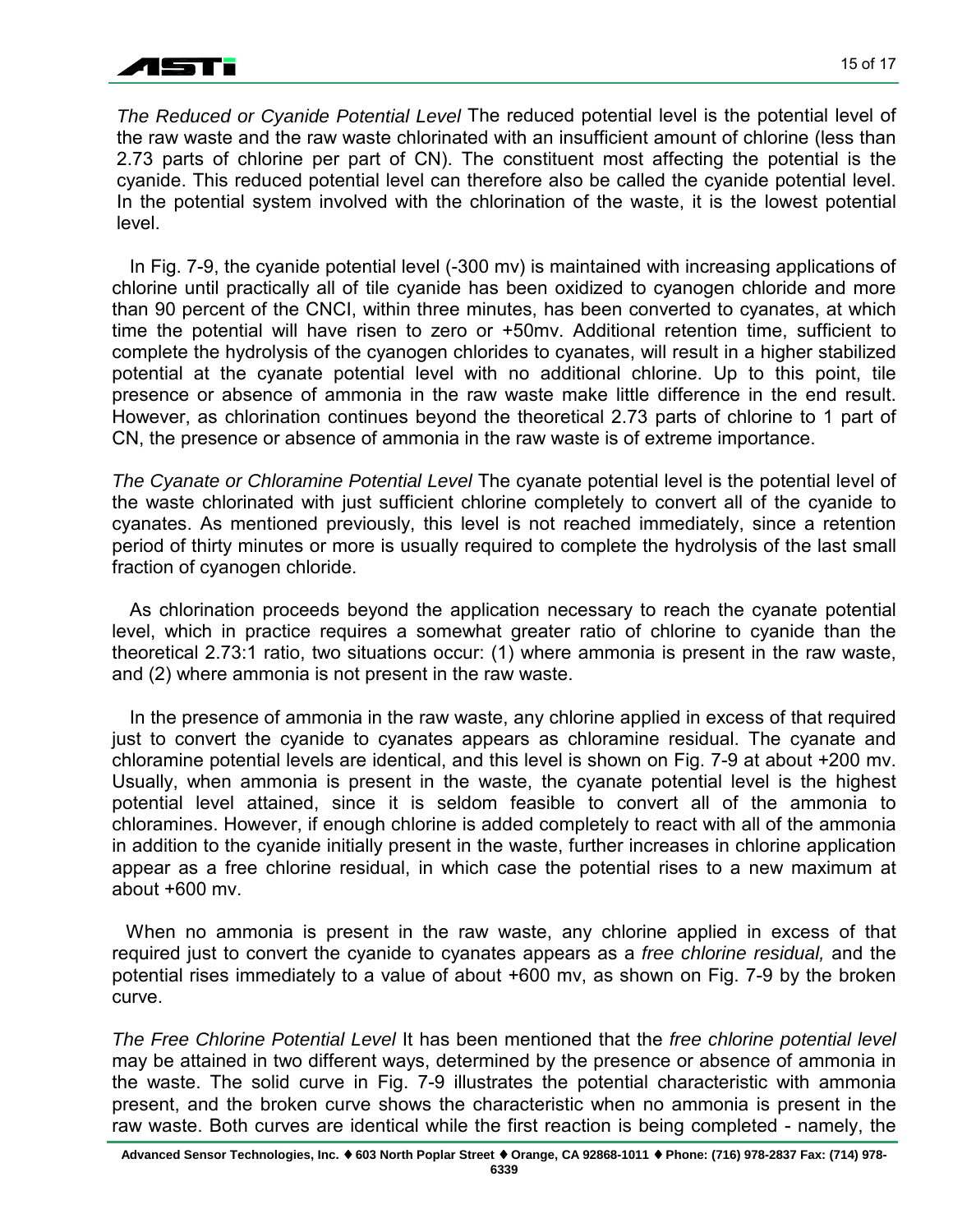*The Reduced or Cyanide Potential Level* The reduced potential level is the potential level of the raw waste and the raw waste chlorinated with an insufficient amount of chlorine (less than 2.73 parts of chlorine per part of CN). The constituent most affecting the potential is the cyanide. This reduced potential level can therefore also be called the cyanide potential level. In the potential system involved with the chlorination of the waste, it is the lowest potential level.

In Fig. 7-9, the cyanide potential level (-300 mv) is maintained with increasing applications of chlorine until practically all of tile cyanide has been oxidized to cyanogen chloride and more than 90 percent of the CNCI, within three minutes, has been converted to cyanates, at which time the potential will have risen to zero or +50mv. Additional retention time, sufficient to complete the hydrolysis of the cyanogen chlorides to cyanates, will result in a higher stabilized potential at the cyanate potential level with no additional chlorine. Up to this point, tile presence or absence of ammonia in the raw waste make little difference in the end result. However, as chlorination continues beyond the theoretical 2.73 parts of chlorine to 1 part of CN, the presence or absence of ammonia in the raw waste is of extreme importance.

*The Cyanate or Chloramine Potential Level* The cyanate potential level is the potential level of the waste chlorinated with just sufficient chlorine completely to convert all of the cyanide to cyanates. As mentioned previously, this level is not reached immediately, since a retention period of thirty minutes or more is usually required to complete the hydrolysis of the last small fraction of cyanogen chloride.

As chlorination proceeds beyond the application necessary to reach the cyanate potential level, which in practice requires a somewhat greater ratio of chlorine to cyanide than the theoretical 2.73:1 ratio, two situations occur: (1) where ammonia is present in the raw waste, and (2) where ammonia is not present in the raw waste.

In the presence of ammonia in the raw waste, any chlorine applied in excess of that required just to convert the cyanide to cyanates appears as chloramine residual. The cyanate and chloramine potential levels are identical, and this level is shown on Fig. 7-9 at about +200 mv. Usually, when ammonia is present in the waste, the cyanate potential level is the highest potential level attained, since it is seldom feasible to convert all of the ammonia to chloramines. However, if enough chlorine is added completely to react with all of the ammonia in addition to the cyanide initially present in the waste, further increases in chlorine application appear as a free chlorine residual, in which case the potential rises to a new maximum at about +600 mv.

When no ammonia is present in the raw waste, any chlorine applied in excess of that required just to convert the cyanide to cyanates appears as a *free chlorine residual,* and the potential rises immediately to a value of about +600 mv, as shown on Fig. 7-9 by the broken curve.

*The Free Chlorine Potential Level* It has been mentioned that the *free chlorine potential level* may be attained in two different ways, determined by the presence or absence of ammonia in the waste. The solid curve in Fig. 7-9 illustrates the potential characteristic with ammonia present, and the broken curve shows the characteristic when no ammonia is present in the raw waste. Both curves are identical while the first reaction is being completed - namely, the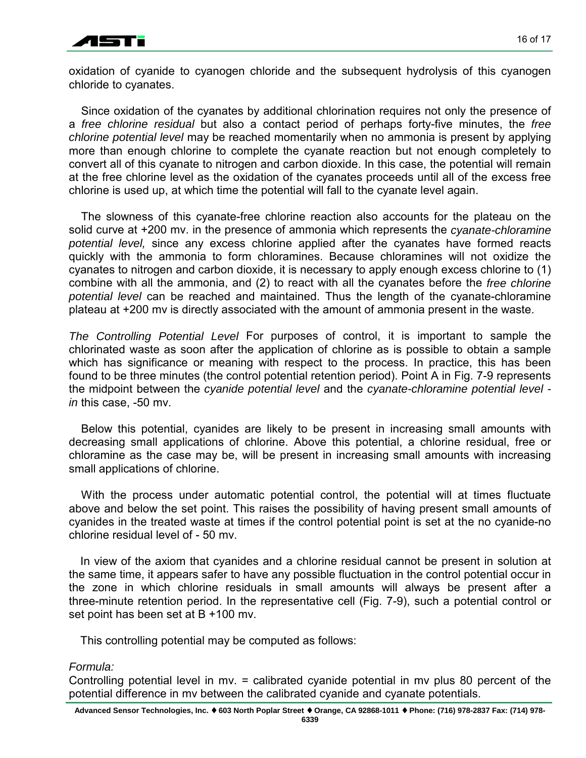oxidation of cyanide to cyanogen chloride and the subsequent hydrolysis of this cyanogen chloride to cyanates.

Since oxidation of the cyanates by additional chlorination requires not only the presence of a *free chlorine residual* but also a contact period of perhaps forty-five minutes, the *free chlorine potential level* may be reached momentarily when no ammonia is present by applying more than enough chlorine to complete the cyanate reaction but not enough completely to convert all of this cyanate to nitrogen and carbon dioxide. In this case, the potential will remain at the free chlorine level as the oxidation of the cyanates proceeds until all of the excess free chlorine is used up, at which time the potential will fall to the cyanate level again.

The slowness of this cyanate-free chlorine reaction also accounts for the plateau on the solid curve at +200 mv. in the presence of ammonia which represents the *cyanate-chloramine potential level,* since any excess chlorine applied after the cyanates have formed reacts quickly with the ammonia to form chloramines. Because chloramines will not oxidize the cyanates to nitrogen and carbon dioxide, it is necessary to apply enough excess chlorine to (1) combine with all the ammonia, and (2) to react with all the cyanates before the *free chlorine potential level* can be reached and maintained. Thus the length of the cyanate-chloramine plateau at +200 mv is directly associated with the amount of ammonia present in the waste.

*The Controlling Potential Level* For purposes of control, it is important to sample the chlorinated waste as soon after the application of chlorine as is possible to obtain a sample which has significance or meaning with respect to the process. In practice, this has been found to be three minutes (the control potential retention period). Point A in Fig. 7-9 represents the midpoint between the *cyanide potential level* and the *cyanate-chloramine potential level - in* this case, -50 mv.

Below this potential, cyanides are likely to be present in increasing small amounts with decreasing small applications of chlorine. Above this potential, a chlorine residual, free or chloramine as the case may be, will be present in increasing small amounts with increasing small applications of chlorine.

With the process under automatic potential control, the potential will at times fluctuate above and below the set point. This raises the possibility of having present small amounts of cyanides in the treated waste at times if the control potential point is set at the no cyanide-no chlorine residual level of - 50 mv.

In view of the axiom that cyanides and a chlorine residual cannot be present in solution at the same time, it appears safer to have any possible fluctuation in the control potential occur in the zone in which chlorine residuals in small amounts will always be present after a three-minute retention period. In the representative cell (Fig. 7-9), such a potential control or set point has been set at B +100 mv.

This controlling potential may be computed as follows:

*Formula:*

Controlling potential level in mv. = calibrated cyanide potential in mv plus 80 percent of the potential difference in mv between the calibrated cyanide and cyanate potentials.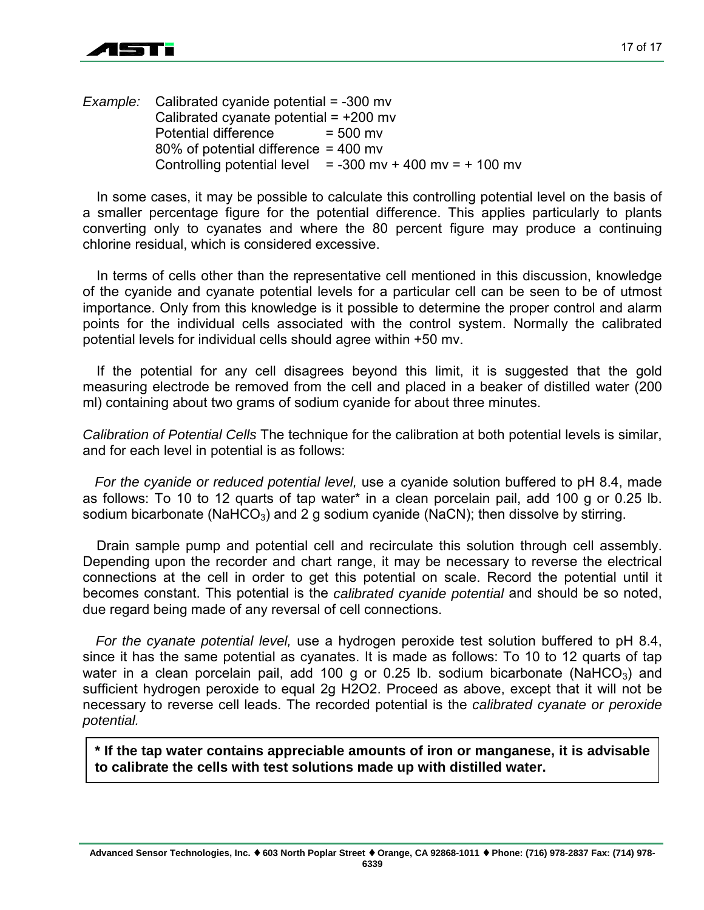*Example:* Calibrated cyanide potential = -300 mv
Calibrated cyanate potential = +200 mv
Potential difference = 500 mv
80% of potential difference = 400 mv
Controlling potential level = -300 mv + 400 mv = + 100 mv

In some cases, it may be possible to calculate this controlling potential level on the basis of a smaller percentage figure for the potential difference. This applies particularly to plants converting only to cyanates and where the 80 percent figure may produce a continuing chlorine residual, which is considered excessive.

In terms of cells other than the representative cell mentioned in this discussion, knowledge of the cyanide and cyanate potential levels for a particular cell can be seen to be of utmost importance. Only from this knowledge is it possible to determine the proper control and alarm points for the individual cells associated with the control system. Normally the calibrated potential levels for individual cells should agree within +50 mv.

If the potential for any cell disagrees beyond this limit, it is suggested that the gold measuring electrode be removed from the cell and placed in a beaker of distilled water (200 ml) containing about two grams of sodium cyanide for about three minutes.

*Calibration of Potential Cells* The technique for the calibration at both potential levels is similar, and for each level in potential is as follows:

*For the cyanide or reduced potential level,* use a cyanide solution buffered to pH 8.4, made as follows: To 10 to 12 quarts of tap water* in a clean porcelain pail, add 100 g or 0.25 lb. sodium bicarbonate ($NaHCO_3$) and 2 g sodium cyanide (NaCN); then dissolve by stirring.

Drain sample pump and potential cell and recirculate this solution through cell assembly. Depending upon the recorder and chart range, it may be necessary to reverse the electrical connections at the cell in order to get this potential on scale. Record the potential until it becomes constant. This potential is the *calibrated cyanide potential* and should be so noted, due regard being made of any reversal of cell connections.

*For the cyanate potential level,* use a hydrogen peroxide test solution buffered to pH 8.4, since it has the same potential as cyanates. It is made as follows: To 10 to 12 quarts of tap water in a clean porcelain pail, add 100 g or 0.25 lb. sodium bicarbonate ($NaHCO_3$) and sufficient hydrogen peroxide to equal 2g H2O2. Proceed as above, except that it will not be necessary to reverse cell leads. The recorded potential is the *calibrated cyanate or peroxide potential.*

**\* If the tap water contains appreciable amounts of iron or manganese, it is advisable to calibrate the cells with test solutions made up with distilled water.**